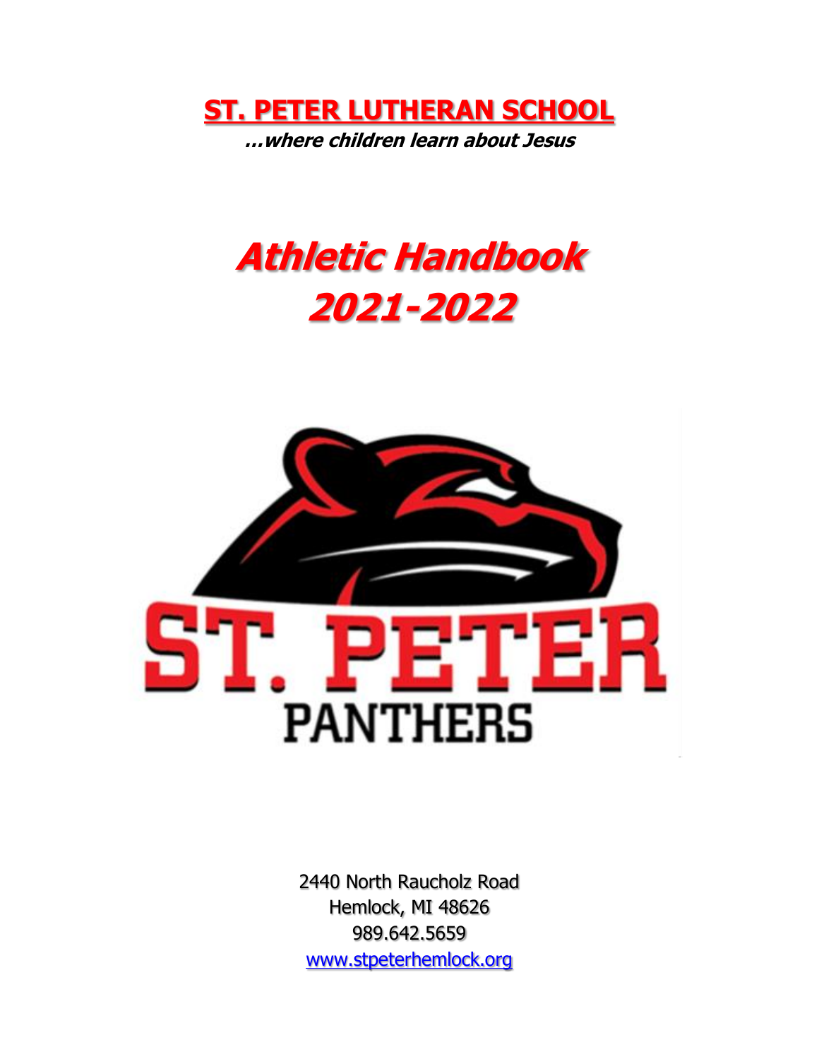# ST. PETER LUTHERAN SCHOOL

***…where children learn about Jesus***

# *Athletic Handbook*
# *2021-2022*

2440 North Raucholz Road
Hemlock, MI 48626
989.642.5659
www.stpeterhemlock.org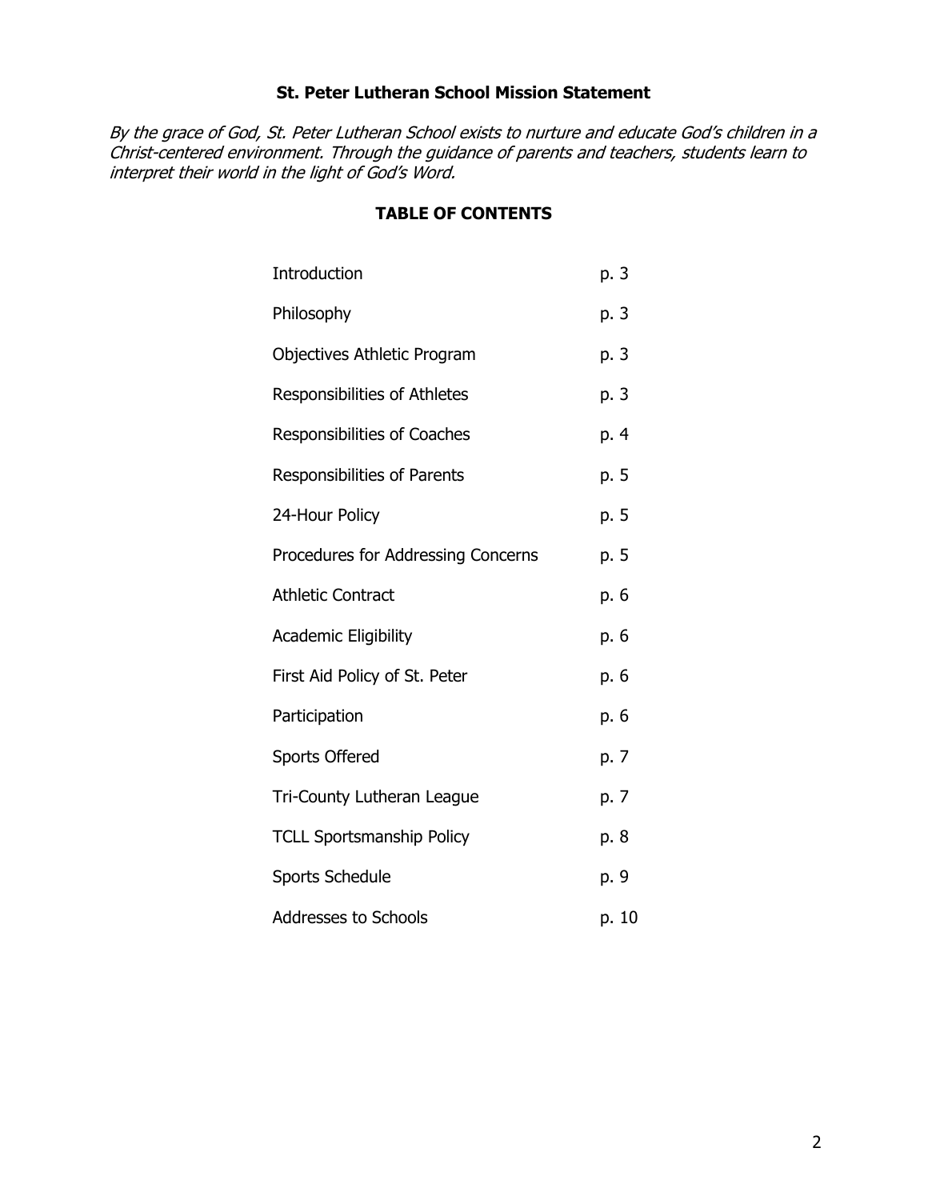## St. Peter Lutheran School Mission Statement

*By the grace of God, St. Peter Lutheran School exists to nurture and educate God's children in a Christ-centered environment. Through the guidance of parents and teachers, students learn to interpret their world in the light of God's Word.*

## TABLE OF CONTENTS

| | |
|---|---|
| Introduction | p. 3 |
| Philosophy | p. 3 |
| Objectives Athletic Program | p. 3 |
| Responsibilities of Athletes | p. 3 |
| Responsibilities of Coaches | p. 4 |
| Responsibilities of Parents | p. 5 |
| 24-Hour Policy | p. 5 |
| Procedures for Addressing Concerns | p. 5 |
| Athletic Contract | p. 6 |
| Academic Eligibility | p. 6 |
| First Aid Policy of St. Peter | p. 6 |
| Participation | p. 6 |
| Sports Offered | p. 7 |
| Tri-County Lutheran League | p. 7 |
| TCLL Sportsmanship Policy | p. 8 |
| Sports Schedule | p. 9 |
| Addresses to Schools | p. 10 |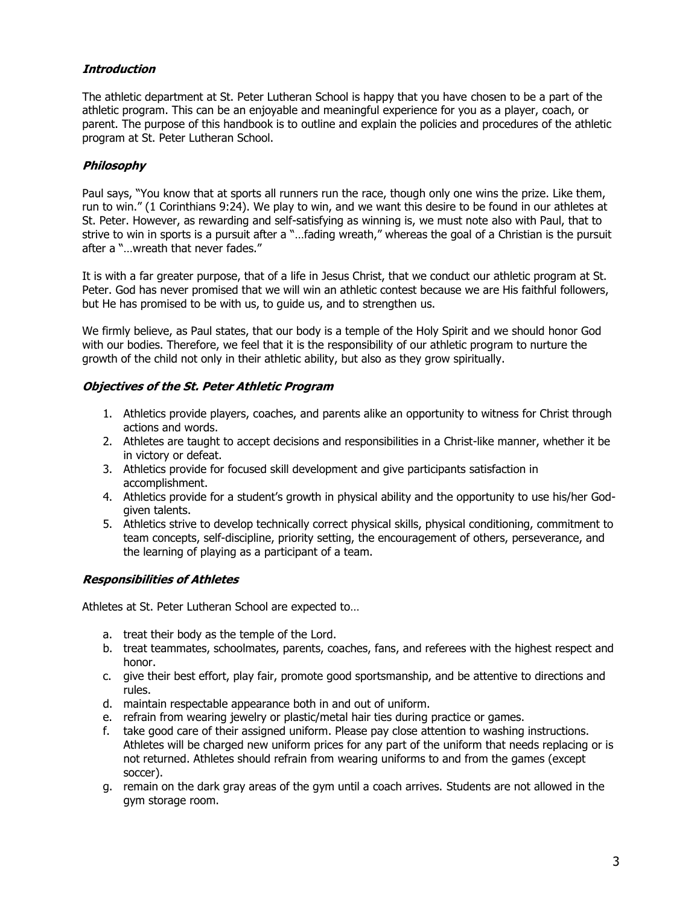### ***Introduction***

The athletic department at St. Peter Lutheran School is happy that you have chosen to be a part of the athletic program. This can be an enjoyable and meaningful experience for you as a player, coach, or parent. The purpose of this handbook is to outline and explain the policies and procedures of the athletic program at St. Peter Lutheran School.

### ***Philosophy***

Paul says, "You know that at sports all runners run the race, though only one wins the prize. Like them, run to win." (1 Corinthians 9:24). We play to win, and we want this desire to be found in our athletes at St. Peter. However, as rewarding and self-satisfying as winning is, we must note also with Paul, that to strive to win in sports is a pursuit after a "…fading wreath," whereas the goal of a Christian is the pursuit after a "…wreath that never fades."

It is with a far greater purpose, that of a life in Jesus Christ, that we conduct our athletic program at St. Peter. God has never promised that we will win an athletic contest because we are His faithful followers, but He has promised to be with us, to guide us, and to strengthen us.

We firmly believe, as Paul states, that our body is a temple of the Holy Spirit and we should honor God with our bodies. Therefore, we feel that it is the responsibility of our athletic program to nurture the growth of the child not only in their athletic ability, but also as they grow spiritually.

### ***Objectives of the St. Peter Athletic Program***

1. Athletics provide players, coaches, and parents alike an opportunity to witness for Christ through actions and words.
2. Athletes are taught to accept decisions and responsibilities in a Christ-like manner, whether it be in victory or defeat.
3. Athletics provide for focused skill development and give participants satisfaction in accomplishment.
4. Athletics provide for a student's growth in physical ability and the opportunity to use his/her God-given talents.
5. Athletics strive to develop technically correct physical skills, physical conditioning, commitment to team concepts, self-discipline, priority setting, the encouragement of others, perseverance, and the learning of playing as a participant of a team.

### ***Responsibilities of Athletes***

Athletes at St. Peter Lutheran School are expected to…

a. treat their body as the temple of the Lord.
b. treat teammates, schoolmates, parents, coaches, fans, and referees with the highest respect and honor.
c. give their best effort, play fair, promote good sportsmanship, and be attentive to directions and rules.
d. maintain respectable appearance both in and out of uniform.
e. refrain from wearing jewelry or plastic/metal hair ties during practice or games.
f. take good care of their assigned uniform. Please pay close attention to washing instructions. Athletes will be charged new uniform prices for any part of the uniform that needs replacing or is not returned. Athletes should refrain from wearing uniforms to and from the games (except soccer).
g. remain on the dark gray areas of the gym until a coach arrives. Students are not allowed in the gym storage room.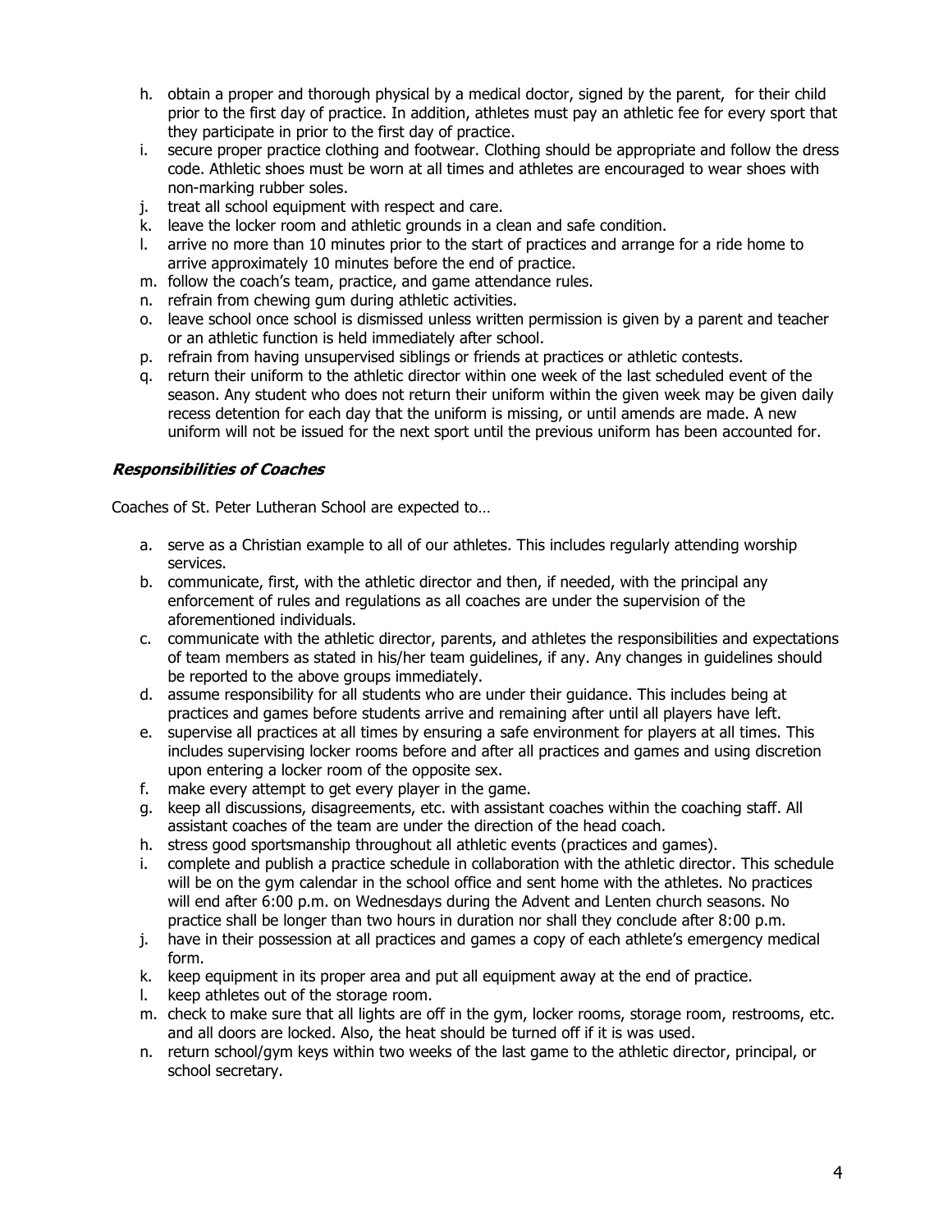h. obtain a proper and thorough physical by a medical doctor, signed by the parent, for their child prior to the first day of practice. In addition, athletes must pay an athletic fee for every sport that they participate in prior to the first day of practice.
i. secure proper practice clothing and footwear. Clothing should be appropriate and follow the dress code. Athletic shoes must be worn at all times and athletes are encouraged to wear shoes with non-marking rubber soles.
j. treat all school equipment with respect and care.
k. leave the locker room and athletic grounds in a clean and safe condition.
l. arrive no more than 10 minutes prior to the start of practices and arrange for a ride home to arrive approximately 10 minutes before the end of practice.
m. follow the coach's team, practice, and game attendance rules.
n. refrain from chewing gum during athletic activities.
o. leave school once school is dismissed unless written permission is given by a parent and teacher or an athletic function is held immediately after school.
p. refrain from having unsupervised siblings or friends at practices or athletic contests.
q. return their uniform to the athletic director within one week of the last scheduled event of the season. Any student who does not return their uniform within the given week may be given daily recess detention for each day that the uniform is missing, or until amends are made. A new uniform will not be issued for the next sport until the previous uniform has been accounted for.

### ***Responsibilities of Coaches***

Coaches of St. Peter Lutheran School are expected to…

a. serve as a Christian example to all of our athletes. This includes regularly attending worship services.
b. communicate, first, with the athletic director and then, if needed, with the principal any enforcement of rules and regulations as all coaches are under the supervision of the aforementioned individuals.
c. communicate with the athletic director, parents, and athletes the responsibilities and expectations of team members as stated in his/her team guidelines, if any. Any changes in guidelines should be reported to the above groups immediately.
d. assume responsibility for all students who are under their guidance. This includes being at practices and games before students arrive and remaining after until all players have left.
e. supervise all practices at all times by ensuring a safe environment for players at all times. This includes supervising locker rooms before and after all practices and games and using discretion upon entering a locker room of the opposite sex.
f. make every attempt to get every player in the game.
g. keep all discussions, disagreements, etc. with assistant coaches within the coaching staff. All assistant coaches of the team are under the direction of the head coach.
h. stress good sportsmanship throughout all athletic events (practices and games).
i. complete and publish a practice schedule in collaboration with the athletic director. This schedule will be on the gym calendar in the school office and sent home with the athletes. No practices will end after 6:00 p.m. on Wednesdays during the Advent and Lenten church seasons. No practice shall be longer than two hours in duration nor shall they conclude after 8:00 p.m.
j. have in their possession at all practices and games a copy of each athlete's emergency medical form.
k. keep equipment in its proper area and put all equipment away at the end of practice.
l. keep athletes out of the storage room.
m. check to make sure that all lights are off in the gym, locker rooms, storage room, restrooms, etc. and all doors are locked. Also, the heat should be turned off if it is was used.
n. return school/gym keys within two weeks of the last game to the athletic director, principal, or school secretary.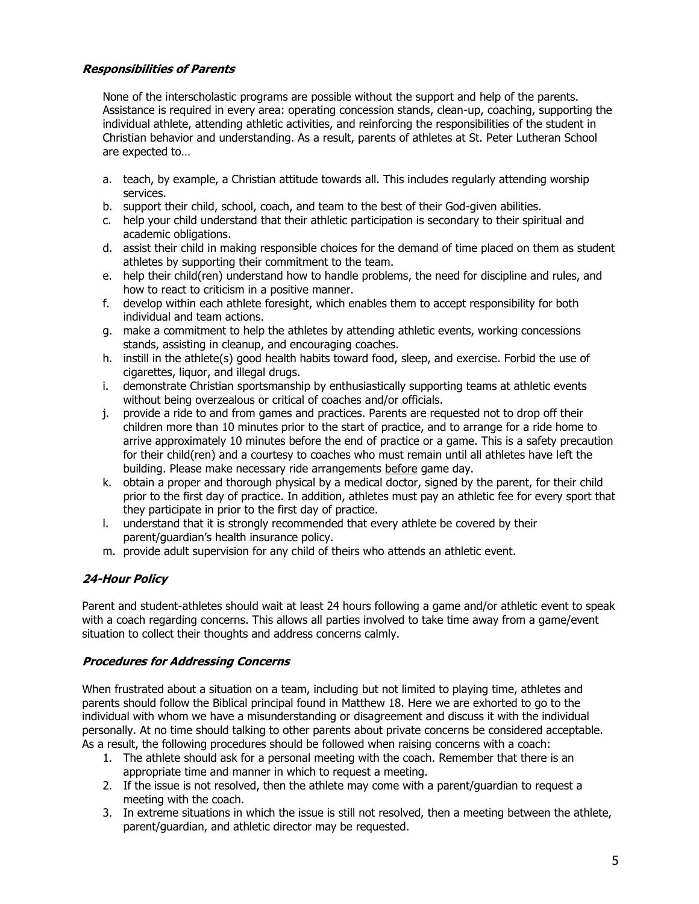### ***Responsibilities of Parents***

None of the interscholastic programs are possible without the support and help of the parents. Assistance is required in every area: operating concession stands, clean-up, coaching, supporting the individual athlete, attending athletic activities, and reinforcing the responsibilities of the student in Christian behavior and understanding. As a result, parents of athletes at St. Peter Lutheran School are expected to…

a. teach, by example, a Christian attitude towards all. This includes regularly attending worship services.
b. support their child, school, coach, and team to the best of their God-given abilities.
c. help your child understand that their athletic participation is secondary to their spiritual and academic obligations.
d. assist their child in making responsible choices for the demand of time placed on them as student athletes by supporting their commitment to the team.
e. help their child(ren) understand how to handle problems, the need for discipline and rules, and how to react to criticism in a positive manner.
f. develop within each athlete foresight, which enables them to accept responsibility for both individual and team actions.
g. make a commitment to help the athletes by attending athletic events, working concessions stands, assisting in cleanup, and encouraging coaches.
h. instill in the athlete(s) good health habits toward food, sleep, and exercise. Forbid the use of cigarettes, liquor, and illegal drugs.
i. demonstrate Christian sportsmanship by enthusiastically supporting teams at athletic events without being overzealous or critical of coaches and/or officials.
j. provide a ride to and from games and practices. Parents are requested not to drop off their children more than 10 minutes prior to the start of practice, and to arrange for a ride home to arrive approximately 10 minutes before the end of practice or a game. This is a safety precaution for their child(ren) and a courtesy to coaches who must remain until all athletes have left the building. Please make necessary ride arrangements <u>before</u> game day.
k. obtain a proper and thorough physical by a medical doctor, signed by the parent, for their child prior to the first day of practice. In addition, athletes must pay an athletic fee for every sport that they participate in prior to the first day of practice.
l. understand that it is strongly recommended that every athlete be covered by their parent/guardian's health insurance policy.
m. provide adult supervision for any child of theirs who attends an athletic event.

### ***24-Hour Policy***

Parent and student-athletes should wait at least 24 hours following a game and/or athletic event to speak with a coach regarding concerns. This allows all parties involved to take time away from a game/event situation to collect their thoughts and address concerns calmly.

### ***Procedures for Addressing Concerns***

When frustrated about a situation on a team, including but not limited to playing time, athletes and parents should follow the Biblical principal found in Matthew 18. Here we are exhorted to go to the individual with whom we have a misunderstanding or disagreement and discuss it with the individual personally. At no time should talking to other parents about private concerns be considered acceptable. As a result, the following procedures should be followed when raising concerns with a coach:

1. The athlete should ask for a personal meeting with the coach. Remember that there is an appropriate time and manner in which to request a meeting.
2. If the issue is not resolved, then the athlete may come with a parent/guardian to request a meeting with the coach.
3. In extreme situations in which the issue is still not resolved, then a meeting between the athlete, parent/guardian, and athletic director may be requested.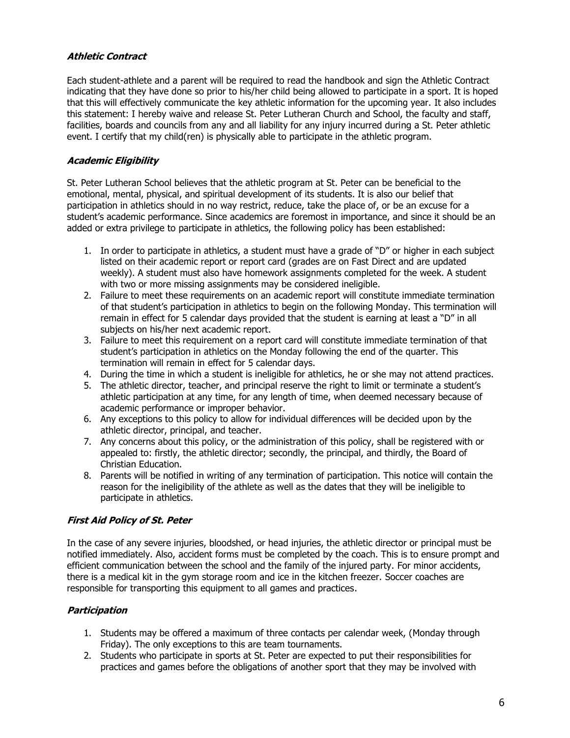### ***Athletic Contract***

Each student-athlete and a parent will be required to read the handbook and sign the Athletic Contract indicating that they have done so prior to his/her child being allowed to participate in a sport. It is hoped that this will effectively communicate the key athletic information for the upcoming year. It also includes this statement: I hereby waive and release St. Peter Lutheran Church and School, the faculty and staff, facilities, boards and councils from any and all liability for any injury incurred during a St. Peter athletic event. I certify that my child(ren) is physically able to participate in the athletic program.

### ***Academic Eligibility***

St. Peter Lutheran School believes that the athletic program at St. Peter can be beneficial to the emotional, mental, physical, and spiritual development of its students. It is also our belief that participation in athletics should in no way restrict, reduce, take the place of, or be an excuse for a student's academic performance. Since academics are foremost in importance, and since it should be an added or extra privilege to participate in athletics, the following policy has been established:

1. In order to participate in athletics, a student must have a grade of "D" or higher in each subject listed on their academic report or report card (grades are on Fast Direct and are updated weekly). A student must also have homework assignments completed for the week. A student with two or more missing assignments may be considered ineligible.
2. Failure to meet these requirements on an academic report will constitute immediate termination of that student's participation in athletics to begin on the following Monday. This termination will remain in effect for 5 calendar days provided that the student is earning at least a "D" in all subjects on his/her next academic report.
3. Failure to meet this requirement on a report card will constitute immediate termination of that student's participation in athletics on the Monday following the end of the quarter. This termination will remain in effect for 5 calendar days.
4. During the time in which a student is ineligible for athletics, he or she may not attend practices.
5. The athletic director, teacher, and principal reserve the right to limit or terminate a student's athletic participation at any time, for any length of time, when deemed necessary because of academic performance or improper behavior.
6. Any exceptions to this policy to allow for individual differences will be decided upon by the athletic director, principal, and teacher.
7. Any concerns about this policy, or the administration of this policy, shall be registered with or appealed to: firstly, the athletic director; secondly, the principal, and thirdly, the Board of Christian Education.
8. Parents will be notified in writing of any termination of participation. This notice will contain the reason for the ineligibility of the athlete as well as the dates that they will be ineligible to participate in athletics.

### ***First Aid Policy of St. Peter***

In the case of any severe injuries, bloodshed, or head injuries, the athletic director or principal must be notified immediately. Also, accident forms must be completed by the coach. This is to ensure prompt and efficient communication between the school and the family of the injured party. For minor accidents, there is a medical kit in the gym storage room and ice in the kitchen freezer. Soccer coaches are responsible for transporting this equipment to all games and practices.

### ***Participation***

1. Students may be offered a maximum of three contacts per calendar week, (Monday through Friday). The only exceptions to this are team tournaments.
2. Students who participate in sports at St. Peter are expected to put their responsibilities for practices and games before the obligations of another sport that they may be involved with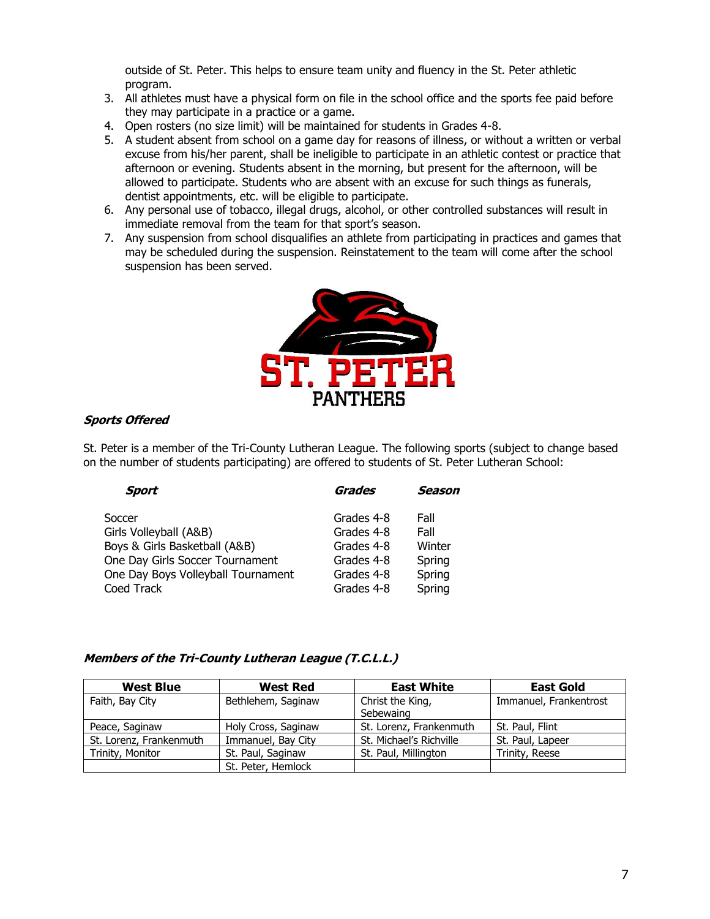outside of St. Peter. This helps to ensure team unity and fluency in the St. Peter athletic program.

3. All athletes must have a physical form on file in the school office and the sports fee paid before they may participate in a practice or a game.
4. Open rosters (no size limit) will be maintained for students in Grades 4-8.
5. A student absent from school on a game day for reasons of illness, or without a written or verbal excuse from his/her parent, shall be ineligible to participate in an athletic contest or practice that afternoon or evening. Students absent in the morning, but present for the afternoon, will be allowed to participate. Students who are absent with an excuse for such things as funerals, dentist appointments, etc. will be eligible to participate.
6. Any personal use of tobacco, illegal drugs, alcohol, or other controlled substances will result in immediate removal from the team for that sport's season.
7. Any suspension from school disqualifies an athlete from participating in practices and games that may be scheduled during the suspension. Reinstatement to the team will come after the school suspension has been served.

ST. PETER PANTHERS

### ***Sports Offered***

St. Peter is a member of the Tri-County Lutheran League. The following sports (subject to change based on the number of students participating) are offered to students of St. Peter Lutheran School:

| ***Sport*** | ***Grades*** | ***Season*** |
|---|---|---|
| Soccer | Grades 4-8 | Fall |
| Girls Volleyball (A&B) | Grades 4-8 | Fall |
| Boys & Girls Basketball (A&B) | Grades 4-8 | Winter |
| One Day Girls Soccer Tournament | Grades 4-8 | Spring |
| One Day Boys Volleyball Tournament | Grades 4-8 | Spring |
| Coed Track | Grades 4-8 | Spring |

### ***Members of the Tri-County Lutheran League (T.C.L.L.)***

| West Blue | West Red | East White | East Gold |
|---|---|---|---|
| Faith, Bay City | Bethlehem, Saginaw | Christ the King, Sebewaing | Immanuel, Frankentrost |
| Peace, Saginaw | Holy Cross, Saginaw | St. Lorenz, Frankenmuth | St. Paul, Flint |
| St. Lorenz, Frankenmuth | Immanuel, Bay City | St. Michael's Richville | St. Paul, Lapeer |
| Trinity, Monitor | St. Paul, Saginaw | St. Paul, Millington | Trinity, Reese |
| | St. Peter, Hemlock | | |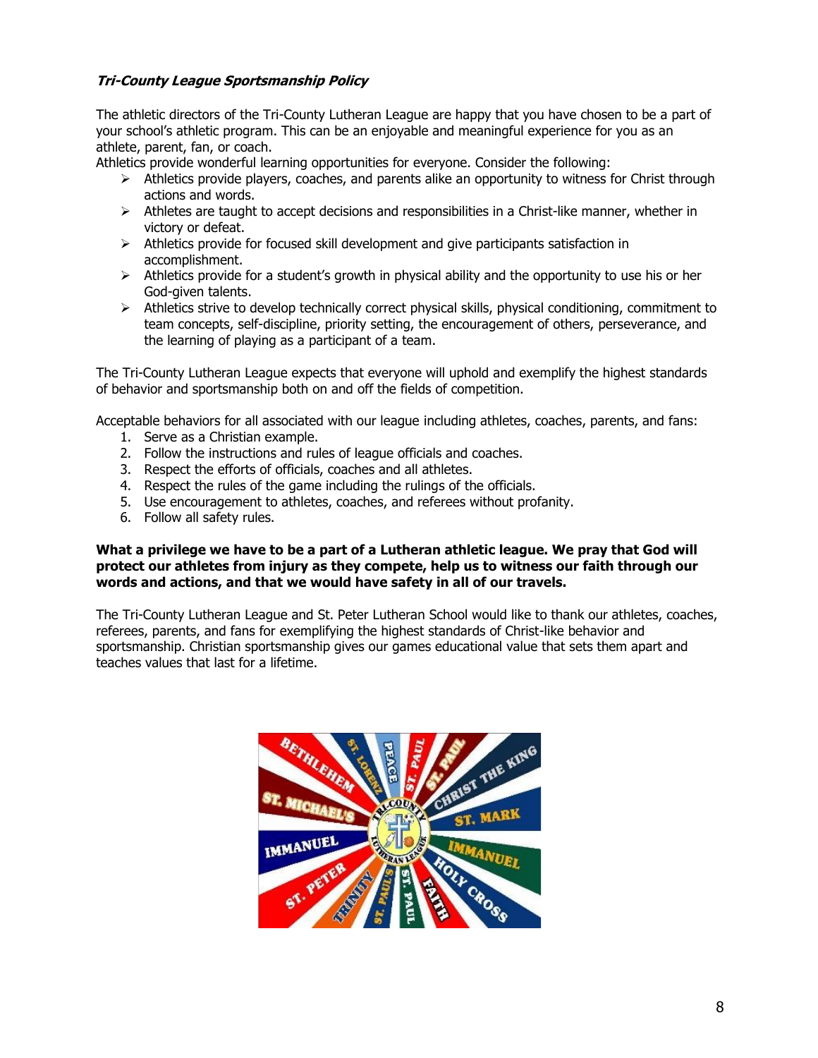***Tri-County League Sportsmanship Policy***

The athletic directors of the Tri-County Lutheran League are happy that you have chosen to be a part of your school's athletic program. This can be an enjoyable and meaningful experience for you as an athlete, parent, fan, or coach.
Athletics provide wonderful learning opportunities for everyone. Consider the following:

- Athletics provide players, coaches, and parents alike an opportunity to witness for Christ through actions and words.
- Athletes are taught to accept decisions and responsibilities in a Christ-like manner, whether in victory or defeat.
- Athletics provide for focused skill development and give participants satisfaction in accomplishment.
- Athletics provide for a student's growth in physical ability and the opportunity to use his or her God-given talents.
- Athletics strive to develop technically correct physical skills, physical conditioning, commitment to team concepts, self-discipline, priority setting, the encouragement of others, perseverance, and the learning of playing as a participant of a team.

The Tri-County Lutheran League expects that everyone will uphold and exemplify the highest standards of behavior and sportsmanship both on and off the fields of competition.

Acceptable behaviors for all associated with our league including athletes, coaches, parents, and fans:

1. Serve as a Christian example.
2. Follow the instructions and rules of league officials and coaches.
3. Respect the efforts of officials, coaches and all athletes.
4. Respect the rules of the game including the rulings of the officials.
5. Use encouragement to athletes, coaches, and referees without profanity.
6. Follow all safety rules.

**What a privilege we have to be a part of a Lutheran athletic league. We pray that God will protect our athletes from injury as they compete, help us to witness our faith through our words and actions, and that we would have safety in all of our travels.**

The Tri-County Lutheran League and St. Peter Lutheran School would like to thank our athletes, coaches, referees, parents, and fans for exemplifying the highest standards of Christ-like behavior and sportsmanship. Christian sportsmanship gives our games educational value that sets them apart and teaches values that last for a lifetime.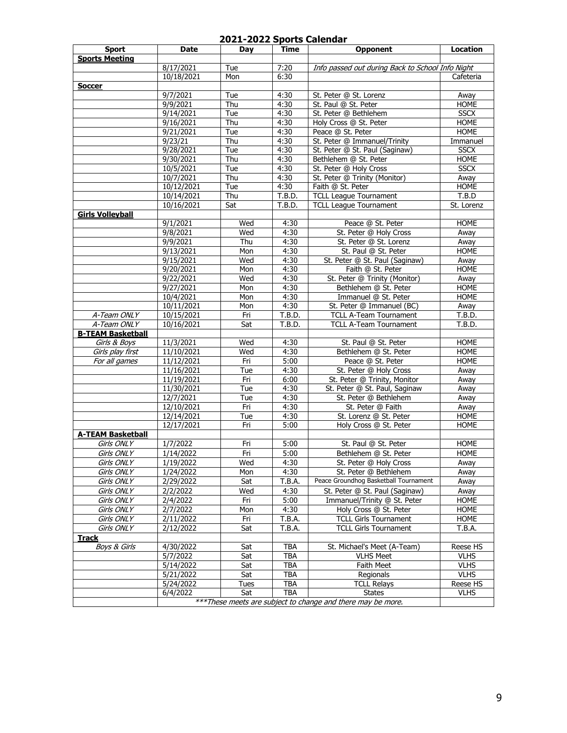# 2021-2022 Sports Calendar

| Sport | Date | Day | Time | Opponent | Location |
|---|---|---|---|---|---|
| **Sports Meeting** | | | | | |
| | 8/17/2021 | Tue | 7:20 | *Info passed out during Back to School Info Night* | |
| | 10/18/2021 | Mon | 6:30 | | Cafeteria |
| **Soccer** | | | | | |
| | 9/7/2021 | Tue | 4:30 | St. Peter @ St. Lorenz | Away |
| | 9/9/2021 | Thu | 4:30 | St. Paul @ St. Peter | HOME |
| | 9/14/2021 | Tue | 4:30 | St. Peter @ Bethlehem | SSCX |
| | 9/16/2021 | Thu | 4:30 | Holy Cross @ St. Peter | HOME |
| | 9/21/2021 | Tue | 4:30 | Peace @ St. Peter | HOME |
| | 9/23/21 | Thu | 4:30 | St. Peter @ Immanuel/Trinity | Immanuel |
| | 9/28/2021 | Tue | 4:30 | St. Peter @ St. Paul (Saginaw) | SSCX |
| | 9/30/2021 | Thu | 4:30 | Bethlehem @ St. Peter | HOME |
| | 10/5/2021 | Tue | 4:30 | St. Peter @ Holy Cross | SSCX |
| | 10/7/2021 | Thu | 4:30 | St. Peter @ Trinity (Monitor) | Away |
| | 10/12/2021 | Tue | 4:30 | Faith @ St. Peter | HOME |
| | 10/14/2021 | Thu | T.B.D. | TCLL League Tournament | T.B.D |
| | 10/16/2021 | Sat | T.B.D. | TCLL League Tournament | St. Lorenz |
| **Girls Volleyball** | | | | | |
| | 9/1/2021 | Wed | 4:30 | Peace @ St. Peter | HOME |
| | 9/8/2021 | Wed | 4:30 | St. Peter @ Holy Cross | Away |
| | 9/9/2021 | Thu | 4:30 | St. Peter @ St. Lorenz | Away |
| | 9/13/2021 | Mon | 4:30 | St. Paul @ St. Peter | HOME |
| | 9/15/2021 | Wed | 4:30 | St. Peter @ St. Paul (Saginaw) | Away |
| | 9/20/2021 | Mon | 4:30 | Faith @ St. Peter | HOME |
| | 9/22/2021 | Wed | 4:30 | St. Peter @ Trinity (Monitor) | Away |
| | 9/27/2021 | Mon | 4:30 | Bethlehem @ St. Peter | HOME |
| | 10/4/2021 | Mon | 4:30 | Immanuel @ St. Peter | HOME |
| | 10/11/2021 | Mon | 4:30 | St. Peter @ Immanuel (BC) | Away |
| *A-Team ONLY* | 10/15/2021 | Fri | T.B.D. | TCLL A-Team Tournament | T.B.D. |
| *A-Team ONLY* | 10/16/2021 | Sat | T.B.D. | TCLL A-Team Tournament | T.B.D. |
| **B-TEAM Basketball** | | | | | |
| *Girls & Boys* | 11/3/2021 | Wed | 4:30 | St. Paul @ St. Peter | HOME |
| *Girls play first* | 11/10/2021 | Wed | 4:30 | Bethlehem @ St. Peter | HOME |
| *For all games* | 11/12/2021 | Fri | 5:00 | Peace @ St. Peter | HOME |
| | 11/16/2021 | Tue | 4:30 | St. Peter @ Holy Cross | Away |
| | 11/19/2021 | Fri | 6:00 | St. Peter @ Trinity, Monitor | Away |
| | 11/30/2021 | Tue | 4:30 | St. Peter @ St. Paul, Saginaw | Away |
| | 12/7/2021 | Tue | 4:30 | St. Peter @ Bethlehem | Away |
| | 12/10/2021 | Fri | 4:30 | St. Peter @ Faith | Away |
| | 12/14/2021 | Tue | 4:30 | St. Lorenz @ St. Peter | HOME |
| | 12/17/2021 | Fri | 5:00 | Holy Cross @ St. Peter | HOME |
| **A-TEAM Basketball** | | | | | |
| *Girls ONLY* | 1/7/2022 | Fri | 5:00 | St. Paul @ St. Peter | HOME |
| *Girls ONLY* | 1/14/2022 | Fri | 5:00 | Bethlehem @ St. Peter | HOME |
| *Girls ONLY* | 1/19/2022 | Wed | 4:30 | St. Peter @ Holy Cross | Away |
| *Girls ONLY* | 1/24/2022 | Mon | 4:30 | St. Peter @ Bethlehem | Away |
| *Girls ONLY* | 2/29/2022 | Sat | T.B.A. | Peace Groundhog Basketball Tournament | Away |
| *Girls ONLY* | 2/2/2022 | Wed | 4:30 | St. Peter @ St. Paul (Saginaw) | Away |
| *Girls ONLY* | 2/4/2022 | Fri | 5:00 | Immanuel/Trinity @ St. Peter | HOME |
| *Girls ONLY* | 2/7/2022 | Mon | 4:30 | Holy Cross @ St. Peter | HOME |
| *Girls ONLY* | 2/11/2022 | Fri | T.B.A. | TCLL Girls Tournament | HOME |
| *Girls ONLY* | 2/12/2022 | Sat | T.B.A. | TCLL Girls Tournament | T.B.A. |
| **Track** | | | | | |
| *Boys & Girls* | 4/30/2022 | Sat | TBA | St. Michael's Meet (A-Team) | Reese HS |
| | 5/7/2022 | Sat | TBA | VLHS Meet | VLHS |
| | 5/14/2022 | Sat | TBA | Faith Meet | VLHS |
| | 5/21/2022 | Sat | TBA | Regionals | VLHS |
| | 5/24/2022 | Tues | TBA | TCLL Relays | Reese HS |
| | 6/4/2022 | Sat | TBA | States | VLHS |
| | *\*\*\*These meets are subject to change and there may be more.* | | | | |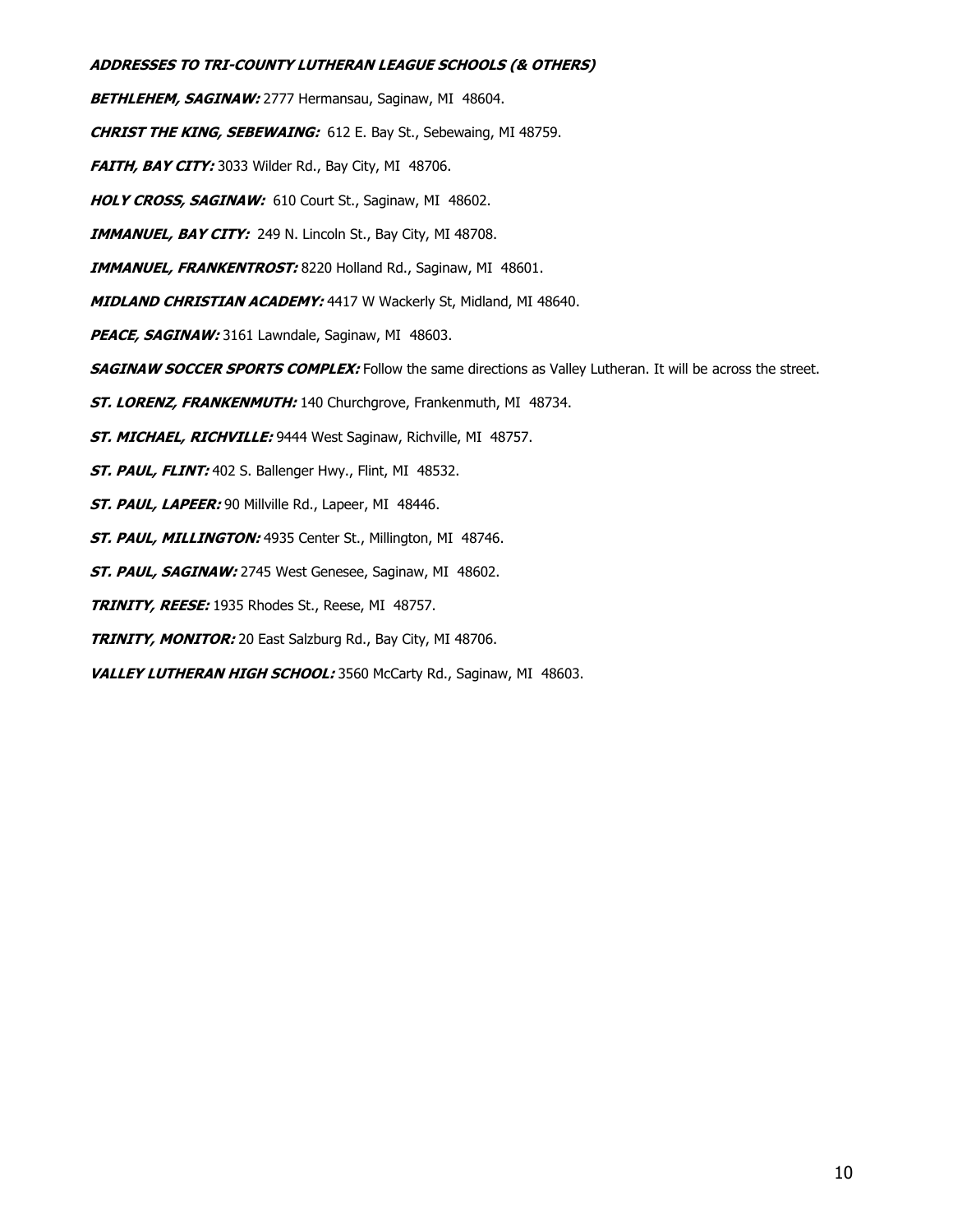***ADDRESSES TO TRI-COUNTY LUTHERAN LEAGUE SCHOOLS (& OTHERS)***

***BETHLEHEM, SAGINAW:*** 2777 Hermansau, Saginaw, MI 48604.

***CHRIST THE KING, SEBEWAING:*** 612 E. Bay St., Sebewaing, MI 48759.

***FAITH, BAY CITY:*** 3033 Wilder Rd., Bay City, MI 48706.

***HOLY CROSS, SAGINAW:*** 610 Court St., Saginaw, MI 48602.

***IMMANUEL, BAY CITY:*** 249 N. Lincoln St., Bay City, MI 48708.

***IMMANUEL, FRANKENTROST:*** 8220 Holland Rd., Saginaw, MI 48601.

***MIDLAND CHRISTIAN ACADEMY:*** 4417 W Wackerly St, Midland, MI 48640.

***PEACE, SAGINAW:*** 3161 Lawndale, Saginaw, MI 48603.

***SAGINAW SOCCER SPORTS COMPLEX:*** Follow the same directions as Valley Lutheran. It will be across the street.

***ST. LORENZ, FRANKENMUTH:*** 140 Churchgrove, Frankenmuth, MI 48734.

***ST. MICHAEL, RICHVILLE:*** 9444 West Saginaw, Richville, MI 48757.

***ST. PAUL, FLINT:*** 402 S. Ballenger Hwy., Flint, MI 48532.

***ST. PAUL, LAPEER:*** 90 Millville Rd., Lapeer, MI 48446.

***ST. PAUL, MILLINGTON:*** 4935 Center St., Millington, MI 48746.

***ST. PAUL, SAGINAW:*** 2745 West Genesee, Saginaw, MI 48602.

***TRINITY, REESE:*** 1935 Rhodes St., Reese, MI 48757.

***TRINITY, MONITOR:*** 20 East Salzburg Rd., Bay City, MI 48706.

***VALLEY LUTHERAN HIGH SCHOOL:*** 3560 McCarty Rd., Saginaw, MI 48603.